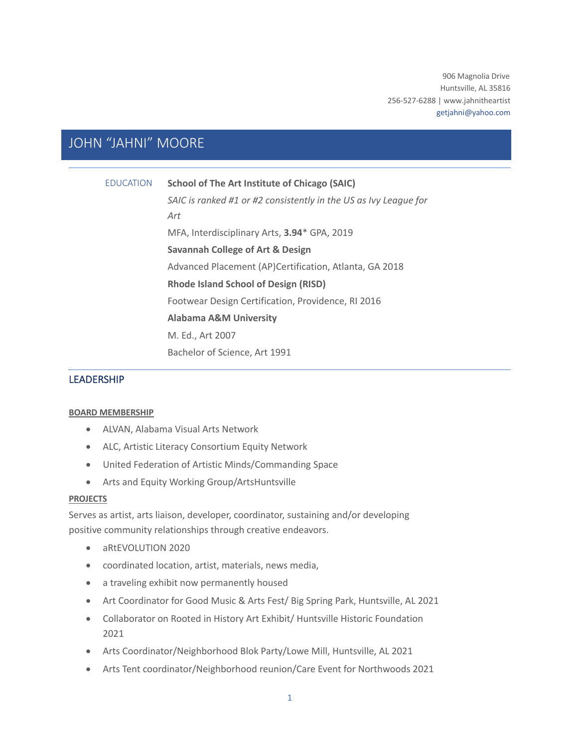906 Magnolia Drive
Huntsville, AL 35816
256-527-6288 | www.jahnitheartist
getjahni@yahoo.com

# JOHN "JAHNI" MOORE

## EDUCATION

**School of The Art Institute of Chicago (SAIC)**
*SAIC is ranked #1 or #2 consistently in the US as Ivy League for Art*
MFA, Interdisciplinary Arts, **3.94*** GPA, 2019

**Savannah College of Art & Design**
Advanced Placement (AP)Certification, Atlanta, GA 2018

**Rhode Island School of Design (RISD)**
Footwear Design Certification, Providence, RI 2016

**Alabama A&M University**
M. Ed., Art 2007
Bachelor of Science, Art 1991

## LEADERSHIP

### BOARD MEMBERSHIP

- ALVAN, Alabama Visual Arts Network
- ALC, Artistic Literacy Consortium Equity Network
- United Federation of Artistic Minds/Commanding Space
- Arts and Equity Working Group/ArtsHuntsville

### PROJECTS

Serves as artist, arts liaison, developer, coordinator, sustaining and/or developing positive community relationships through creative endeavors.

- aRtEVOLUTION 2020
- coordinated location, artist, materials, news media,
- a traveling exhibit now permanently housed
- Art Coordinator for Good Music & Arts Fest/ Big Spring Park, Huntsville, AL 2021
- Collaborator on Rooted in History Art Exhibit/ Huntsville Historic Foundation 2021
- Arts Coordinator/Neighborhood Blok Party/Lowe Mill, Huntsville, AL 2021
- Arts Tent coordinator/Neighborhood reunion/Care Event for Northwoods 2021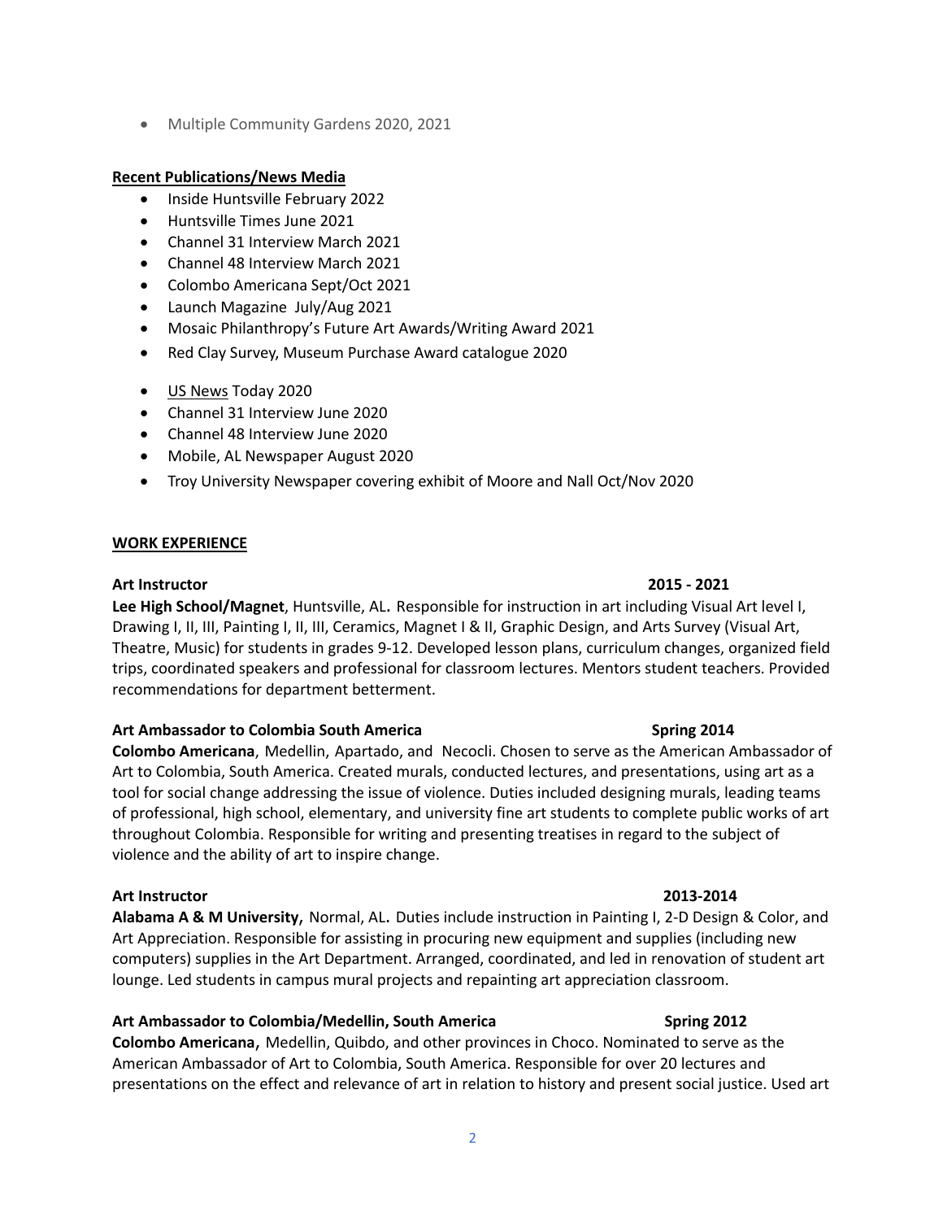- Multiple Community Gardens 2020, 2021

**Recent Publications/News Media**

- Inside Huntsville February 2022
- Huntsville Times June 2021
- Channel 31 Interview March 2021
- Channel 48 Interview March 2021
- Colombo Americana Sept/Oct 2021
- Launch Magazine July/Aug 2021
- Mosaic Philanthropy's Future Art Awards/Writing Award 2021
- Red Clay Survey, Museum Purchase Award catalogue 2020
- US News Today 2020
- Channel 31 Interview June 2020
- Channel 48 Interview June 2020
- Mobile, AL Newspaper August 2020
- Troy University Newspaper covering exhibit of Moore and Nall Oct/Nov 2020

**WORK EXPERIENCE**

**Art Instructor** **2015 - 2021**
**Lee High School/Magnet**, Huntsville, AL. Responsible for instruction in art including Visual Art level I, Drawing I, II, III, Painting I, II, III, Ceramics, Magnet I & II, Graphic Design, and Arts Survey (Visual Art, Theatre, Music) for students in grades 9-12. Developed lesson plans, curriculum changes, organized field trips, coordinated speakers and professional for classroom lectures. Mentors student teachers. Provided recommendations for department betterment.

**Art Ambassador to Colombia South America** **Spring 2014**
**Colombo Americana**, Medellin, Apartado, and Necocli. Chosen to serve as the American Ambassador of Art to Colombia, South America. Created murals, conducted lectures, and presentations, using art as a tool for social change addressing the issue of violence. Duties included designing murals, leading teams of professional, high school, elementary, and university fine art students to complete public works of art throughout Colombia. Responsible for writing and presenting treatises in regard to the subject of violence and the ability of art to inspire change.

**Art Instructor** **2013-2014**
**Alabama A & M University,** Normal, AL. Duties include instruction in Painting I, 2-D Design & Color, and Art Appreciation. Responsible for assisting in procuring new equipment and supplies (including new computers) supplies in the Art Department. Arranged, coordinated, and led in renovation of student art lounge. Led students in campus mural projects and repainting art appreciation classroom.

**Art Ambassador to Colombia/Medellin, South America** **Spring 2012**
**Colombo Americana,** Medellin, Quibdo, and other provinces in Choco. Nominated to serve as the American Ambassador of Art to Colombia, South America. Responsible for over 20 lectures and presentations on the effect and relevance of art in relation to history and present social justice. Used art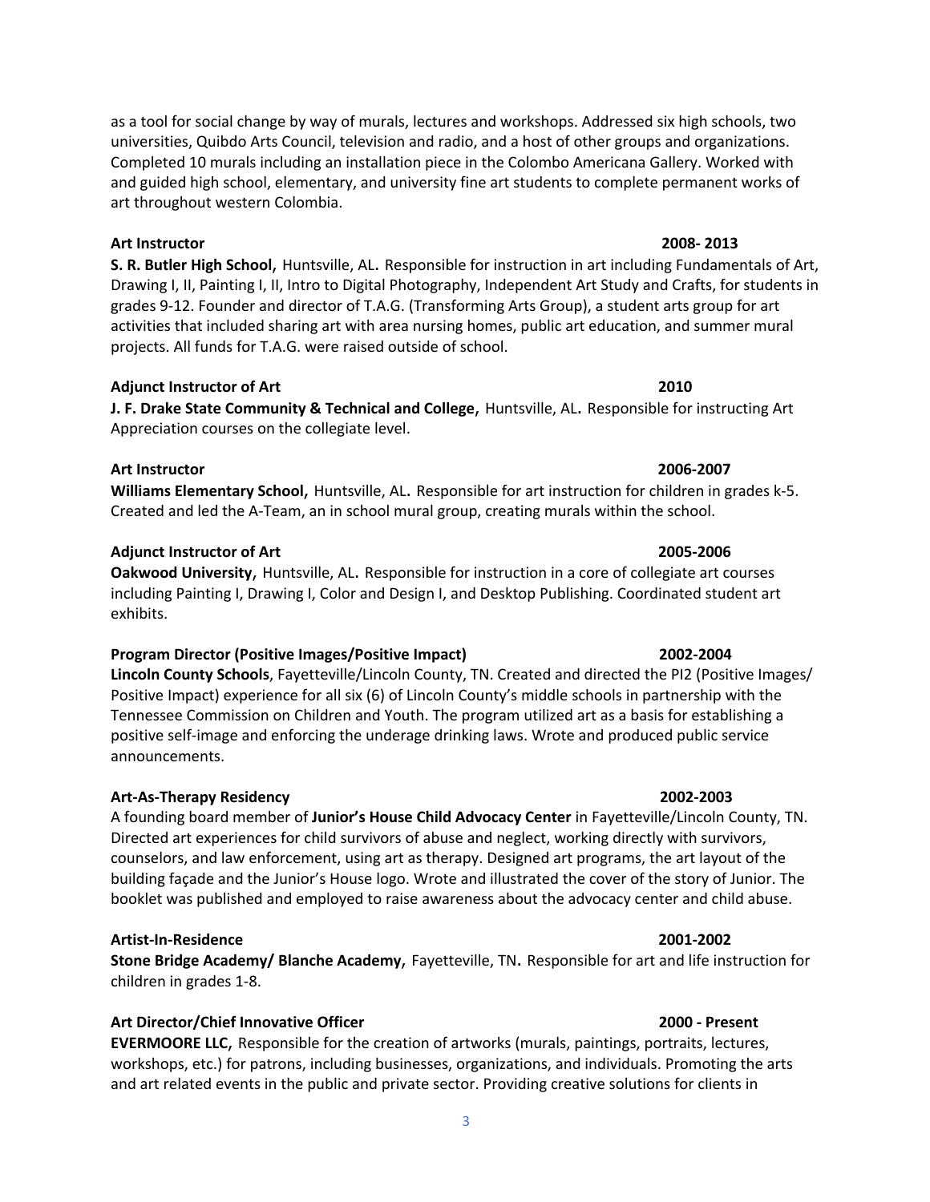as a tool for social change by way of murals, lectures and workshops. Addressed six high schools, two universities, Quibdo Arts Council, television and radio, and a host of other groups and organizations. Completed 10 murals including an installation piece in the Colombo Americana Gallery. Worked with and guided high school, elementary, and university fine art students to complete permanent works of art throughout western Colombia.

**Art Instructor** **2008- 2013**
**S. R. Butler High School,** Huntsville, AL**.** Responsible for instruction in art including Fundamentals of Art, Drawing I, II, Painting I, II, Intro to Digital Photography, Independent Art Study and Crafts, for students in grades 9-12. Founder and director of T.A.G. (Transforming Arts Group), a student arts group for art activities that included sharing art with area nursing homes, public art education, and summer mural projects. All funds for T.A.G. were raised outside of school.

**Adjunct Instructor of Art** **2010**
**J. F. Drake State Community & Technical and College,** Huntsville, AL**.** Responsible for instructing Art Appreciation courses on the collegiate level.

**Art Instructor** **2006-2007**
**Williams Elementary School,** Huntsville, AL**.** Responsible for art instruction for children in grades k-5. Created and led the A-Team, an in school mural group, creating murals within the school.

**Adjunct Instructor of Art** **2005-2006**
**Oakwood University,** Huntsville, AL**.** Responsible for instruction in a core of collegiate art courses including Painting I, Drawing I, Color and Design I, and Desktop Publishing. Coordinated student art exhibits.

**Program Director (Positive Images/Positive Impact)** **2002-2004**
**Lincoln County Schools**, Fayetteville/Lincoln County, TN. Created and directed the PI2 (Positive Images/ Positive Impact) experience for all six (6) of Lincoln County's middle schools in partnership with the Tennessee Commission on Children and Youth. The program utilized art as a basis for establishing a positive self-image and enforcing the underage drinking laws. Wrote and produced public service announcements.

**Art-As-Therapy Residency** **2002-2003**
A founding board member of **Junior's House Child Advocacy Center** in Fayetteville/Lincoln County, TN. Directed art experiences for child survivors of abuse and neglect, working directly with survivors, counselors, and law enforcement, using art as therapy. Designed art programs, the art layout of the building façade and the Junior's House logo. Wrote and illustrated the cover of the story of Junior. The booklet was published and employed to raise awareness about the advocacy center and child abuse.

**Artist-In-Residence** **2001-2002**
**Stone Bridge Academy/ Blanche Academy,** Fayetteville, TN**.** Responsible for art and life instruction for children in grades 1-8.

**Art Director/Chief Innovative Officer** **2000 - Present**
**EVERMOORE LLC,** Responsible for the creation of artworks (murals, paintings, portraits, lectures, workshops, etc.) for patrons, including businesses, organizations, and individuals. Promoting the arts and art related events in the public and private sector. Providing creative solutions for clients in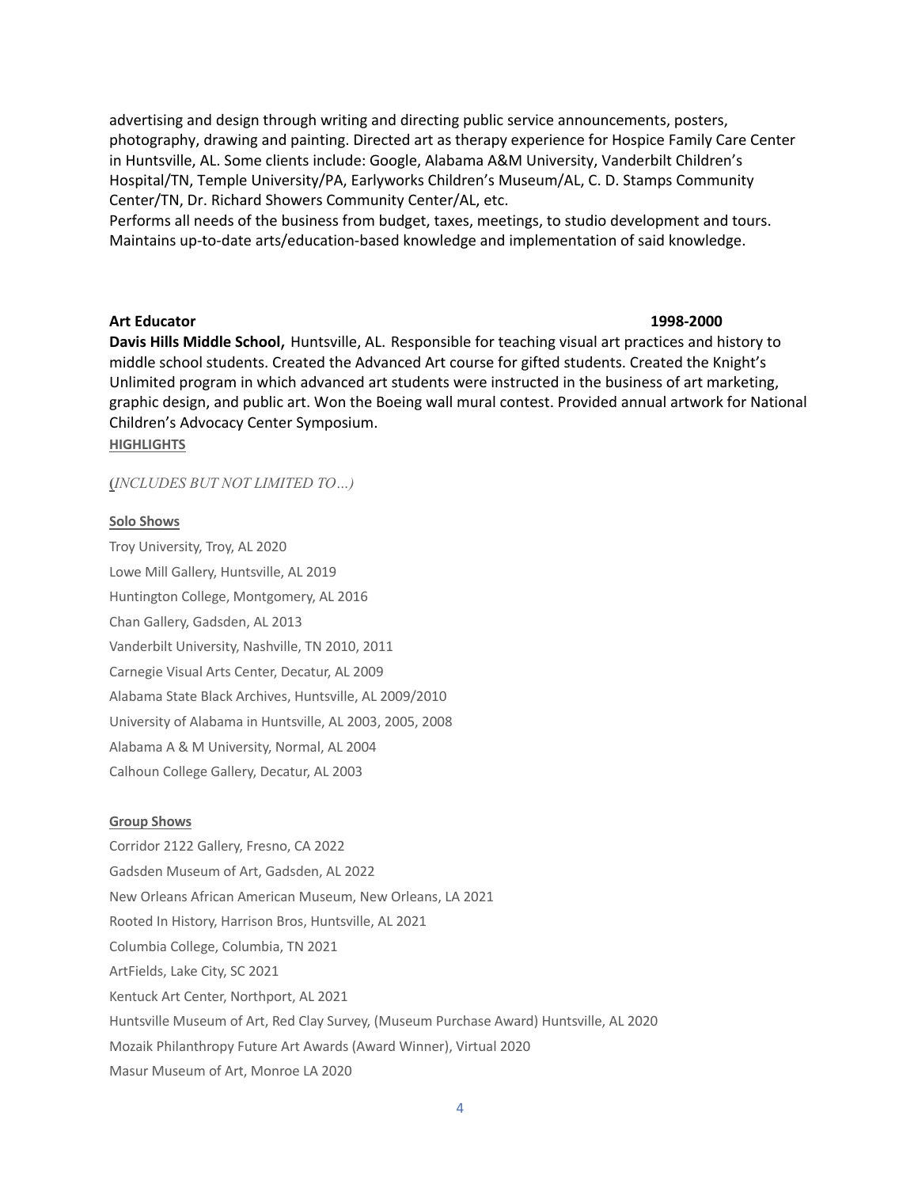advertising and design through writing and directing public service announcements, posters, photography, drawing and painting. Directed art as therapy experience for Hospice Family Care Center in Huntsville, AL. Some clients include: Google, Alabama A&M University, Vanderbilt Children's Hospital/TN, Temple University/PA, Earlyworks Children's Museum/AL, C. D. Stamps Community Center/TN, Dr. Richard Showers Community Center/AL, etc.
Performs all needs of the business from budget, taxes, meetings, to studio development and tours. Maintains up-to-date arts/education-based knowledge and implementation of said knowledge.

**Art Educator** **1998-2000**

**Davis Hills Middle School,** Huntsville, AL. Responsible for teaching visual art practices and history to middle school students. Created the Advanced Art course for gifted students. Created the Knight's Unlimited program in which advanced art students were instructed in the business of art marketing, graphic design, and public art. Won the Boeing wall mural contest. Provided annual artwork for National Children's Advocacy Center Symposium.

**HIGHLIGHTS**

(*INCLUDES BUT NOT LIMITED TO…)*

**Solo Shows**

Troy University, Troy, AL 2020

Lowe Mill Gallery, Huntsville, AL 2019

Huntington College, Montgomery, AL 2016

Chan Gallery, Gadsden, AL 2013

Vanderbilt University, Nashville, TN 2010, 2011

Carnegie Visual Arts Center, Decatur, AL 2009

Alabama State Black Archives, Huntsville, AL 2009/2010

University of Alabama in Huntsville, AL 2003, 2005, 2008

Alabama A & M University, Normal, AL 2004

Calhoun College Gallery, Decatur, AL 2003

**Group Shows**

Corridor 2122 Gallery, Fresno, CA 2022

Gadsden Museum of Art, Gadsden, AL 2022

New Orleans African American Museum, New Orleans, LA 2021

Rooted In History, Harrison Bros, Huntsville, AL 2021

Columbia College, Columbia, TN 2021

ArtFields, Lake City, SC 2021

Kentuck Art Center, Northport, AL 2021

Huntsville Museum of Art, Red Clay Survey, (Museum Purchase Award) Huntsville, AL 2020

Mozaik Philanthropy Future Art Awards (Award Winner), Virtual 2020

Masur Museum of Art, Monroe LA 2020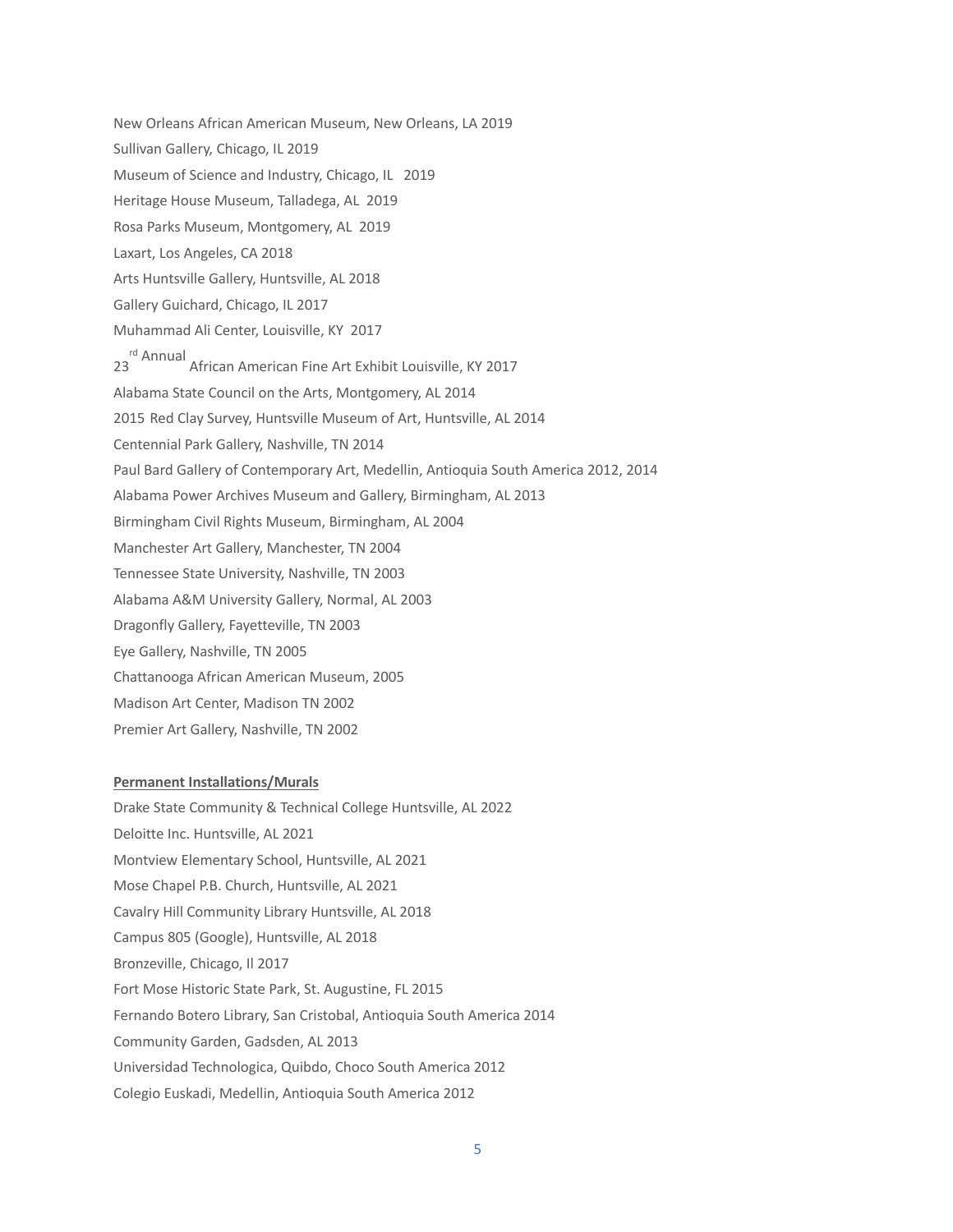New Orleans African American Museum, New Orleans, LA 2019

Sullivan Gallery, Chicago, IL 2019

Museum of Science and Industry, Chicago, IL 2019

Heritage House Museum, Talladega, AL 2019

Rosa Parks Museum, Montgomery, AL 2019

Laxart, Los Angeles, CA 2018

Arts Huntsville Gallery, Huntsville, AL 2018

Gallery Guichard, Chicago, IL 2017

Muhammad Ali Center, Louisville, KY 2017

23rd Annual African American Fine Art Exhibit Louisville, KY 2017

Alabama State Council on the Arts, Montgomery, AL 2014

2015 Red Clay Survey, Huntsville Museum of Art, Huntsville, AL 2014

Centennial Park Gallery, Nashville, TN 2014

Paul Bard Gallery of Contemporary Art, Medellin, Antioquia South America 2012, 2014

Alabama Power Archives Museum and Gallery, Birmingham, AL 2013

Birmingham Civil Rights Museum, Birmingham, AL 2004

Manchester Art Gallery, Manchester, TN 2004

Tennessee State University, Nashville, TN 2003

Alabama A&M University Gallery, Normal, AL 2003

Dragonfly Gallery, Fayetteville, TN 2003

Eye Gallery, Nashville, TN 2005

Chattanooga African American Museum, 2005

Madison Art Center, Madison TN 2002

Premier Art Gallery, Nashville, TN 2002

**Permanent Installations/Murals**

Drake State Community & Technical College Huntsville, AL 2022

Deloitte Inc. Huntsville, AL 2021

Montview Elementary School, Huntsville, AL 2021

Mose Chapel P.B. Church, Huntsville, AL 2021

Cavalry Hill Community Library Huntsville, AL 2018

Campus 805 (Google), Huntsville, AL 2018

Bronzeville, Chicago, Il 2017

Fort Mose Historic State Park, St. Augustine, FL 2015

Fernando Botero Library, San Cristobal, Antioquia South America 2014

Community Garden, Gadsden, AL 2013

Universidad Technologica, Quibdo, Choco South America 2012

Colegio Euskadi, Medellin, Antioquia South America 2012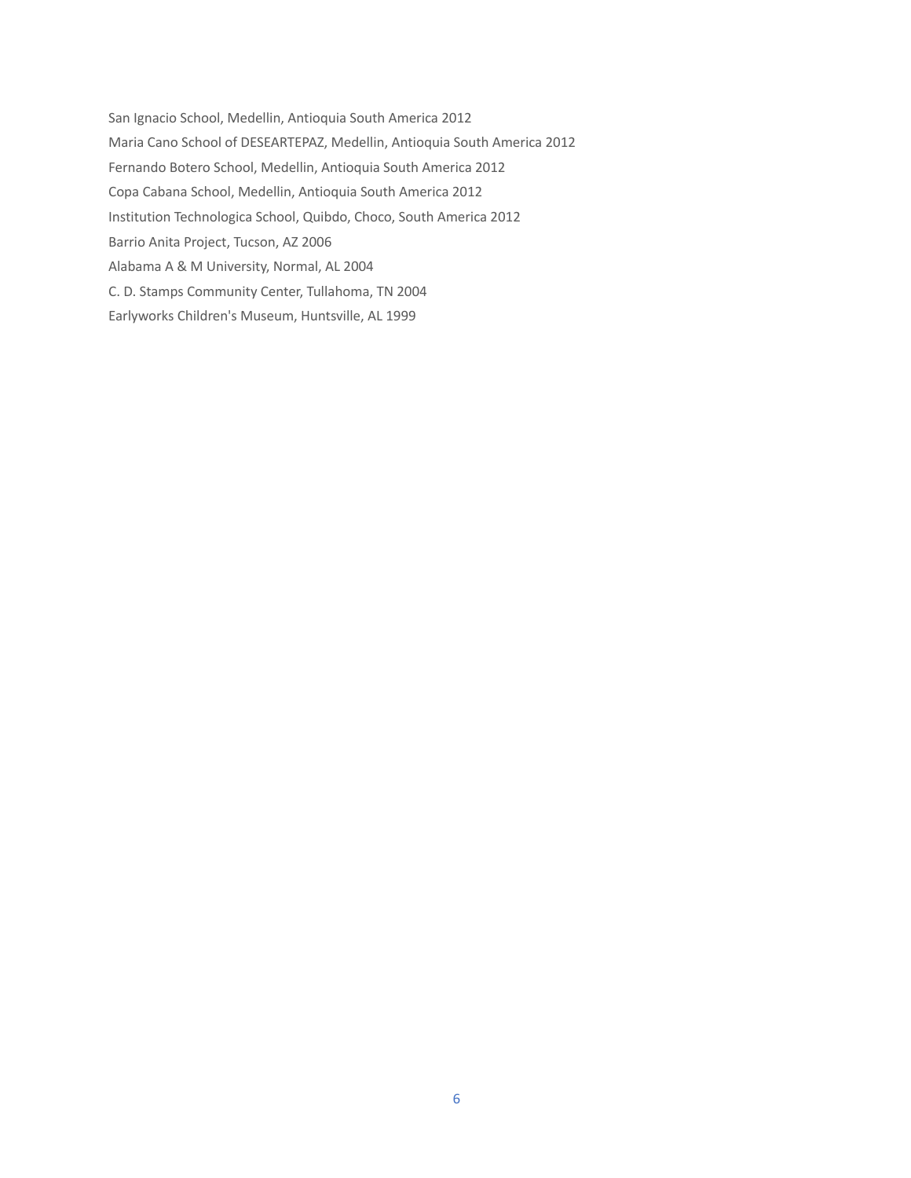San Ignacio School, Medellin, Antioquia South America 2012

Maria Cano School of DESEARTEPAZ, Medellin, Antioquia South America 2012

Fernando Botero School, Medellin, Antioquia South America 2012

Copa Cabana School, Medellin, Antioquia South America 2012

Institution Technologica School, Quibdo, Choco, South America 2012

Barrio Anita Project, Tucson, AZ 2006

Alabama A & M University, Normal, AL 2004

C. D. Stamps Community Center, Tullahoma, TN 2004

Earlyworks Children's Museum, Huntsville, AL 1999